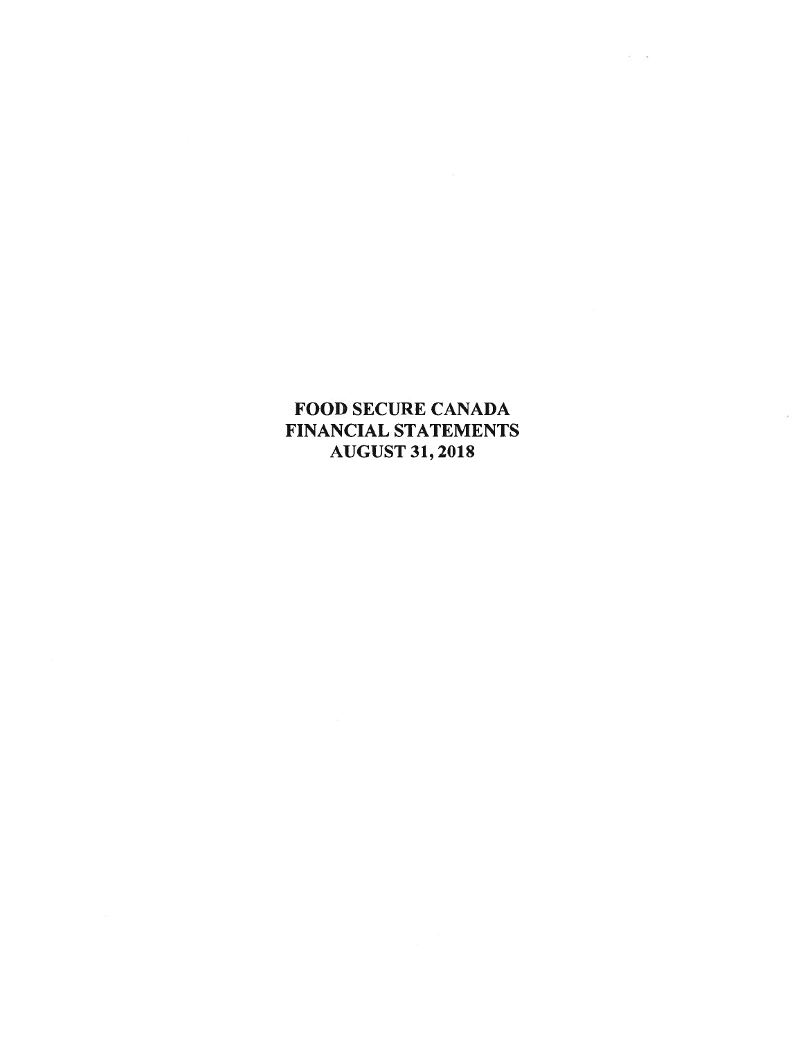# FOOD SECURE CANADA
# FINANCIAL STATEMENTS
# AUGUST 31, 2018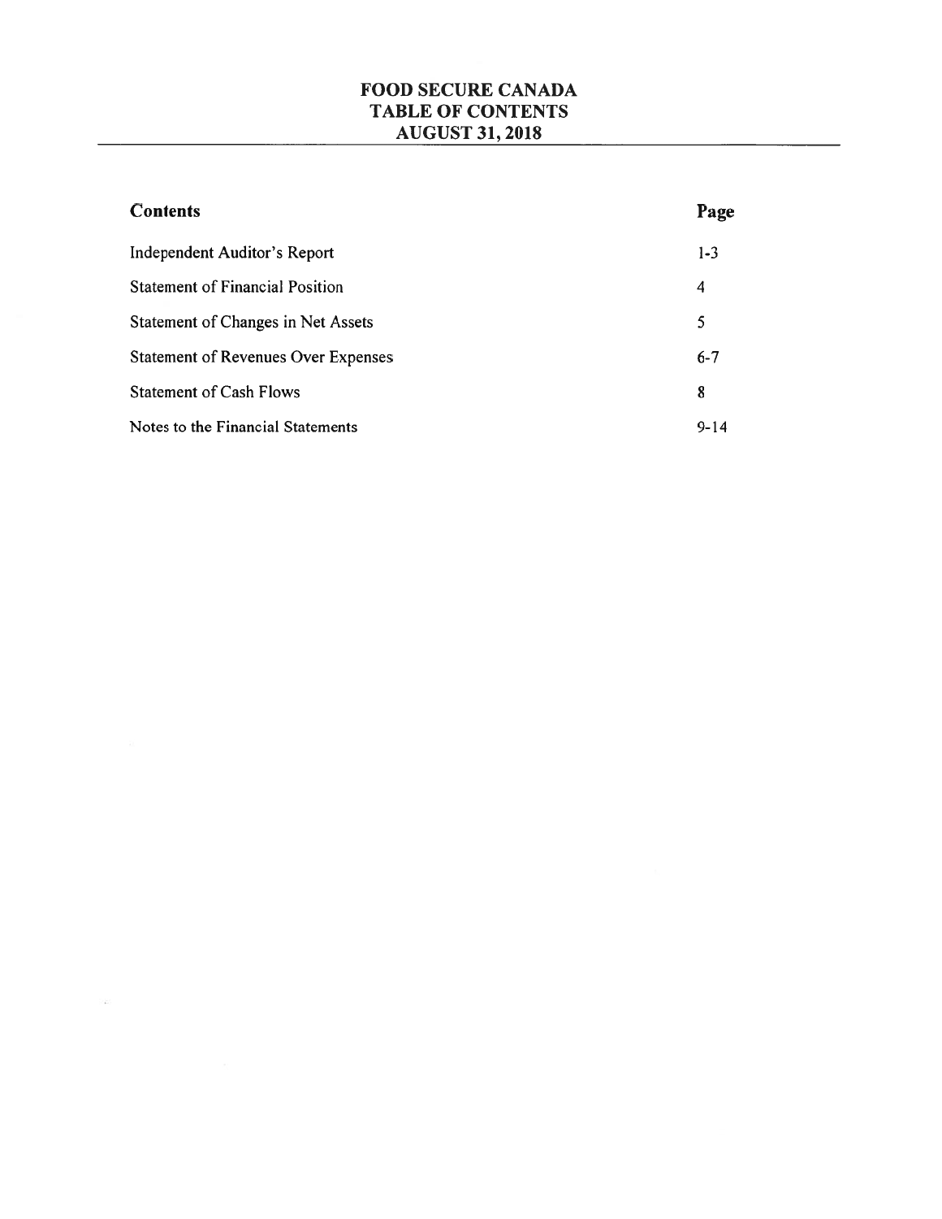# FOOD SECURE CANADA
## TABLE OF CONTENTS
## AUGUST 31, 2018

| Contents | Page |
|---|---|
| Independent Auditor's Report | 1-3 |
| Statement of Financial Position | 4 |
| Statement of Changes in Net Assets | 5 |
| Statement of Revenues Over Expenses | 6-7 |
| Statement of Cash Flows | 8 |
| Notes to the Financial Statements | 9-14 |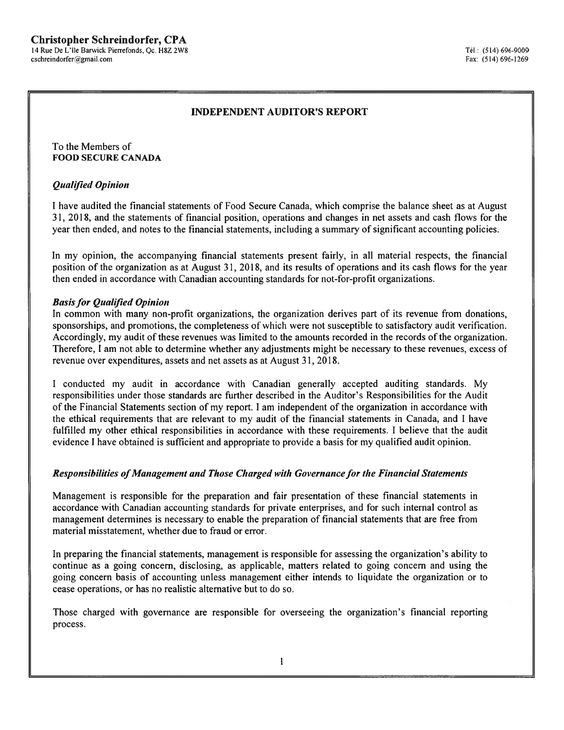**Christopher Schreindorfer, CPA**
14 Rue De L'île Barwick Pierrefonds, Qc. H8Z 2W8
cschreindorfer@gmail.com

Tél : (514) 696-9009
Fax: (514) 696-1269

## INDEPENDENT AUDITOR'S REPORT

To the Members of
**FOOD SECURE CANADA**

### *Qualified Opinion*

I have audited the financial statements of Food Secure Canada, which comprise the balance sheet as at August 31, 2018, and the statements of financial position, operations and changes in net assets and cash flows for the year then ended, and notes to the financial statements, including a summary of significant accounting policies.

In my opinion, the accompanying financial statements present fairly, in all material respects, the financial position of the organization as at August 31, 2018, and its results of operations and its cash flows for the year then ended in accordance with Canadian accounting standards for not-for-profit organizations.

### *Basis for Qualified Opinion*

In common with many non-profit organizations, the organization derives part of its revenue from donations, sponsorships, and promotions, the completeness of which were not susceptible to satisfactory audit verification. Accordingly, my audit of these revenues was limited to the amounts recorded in the records of the organization. Therefore, I am not able to determine whether any adjustments might be necessary to these revenues, excess of revenue over expenditures, assets and net assets as at August 31, 2018.

I conducted my audit in accordance with Canadian generally accepted auditing standards. My responsibilities under those standards are further described in the Auditor's Responsibilities for the Audit of the Financial Statements section of my report. I am independent of the organization in accordance with the ethical requirements that are relevant to my audit of the financial statements in Canada, and I have fulfilled my other ethical responsibilities in accordance with these requirements. I believe that the audit evidence I have obtained is sufficient and appropriate to provide a basis for my qualified audit opinion.

### *Responsibilities of Management and Those Charged with Governance for the Financial Statements*

Management is responsible for the preparation and fair presentation of these financial statements in accordance with Canadian accounting standards for private enterprises, and for such internal control as management determines is necessary to enable the preparation of financial statements that are free from material misstatement, whether due to fraud or error.

In preparing the financial statements, management is responsible for assessing the organization's ability to continue as a going concern, disclosing, as applicable, matters related to going concern and using the going concern basis of accounting unless management either intends to liquidate the organization or to cease operations, or has no realistic alternative but to do so.

Those charged with governance are responsible for overseeing the organization's financial reporting process.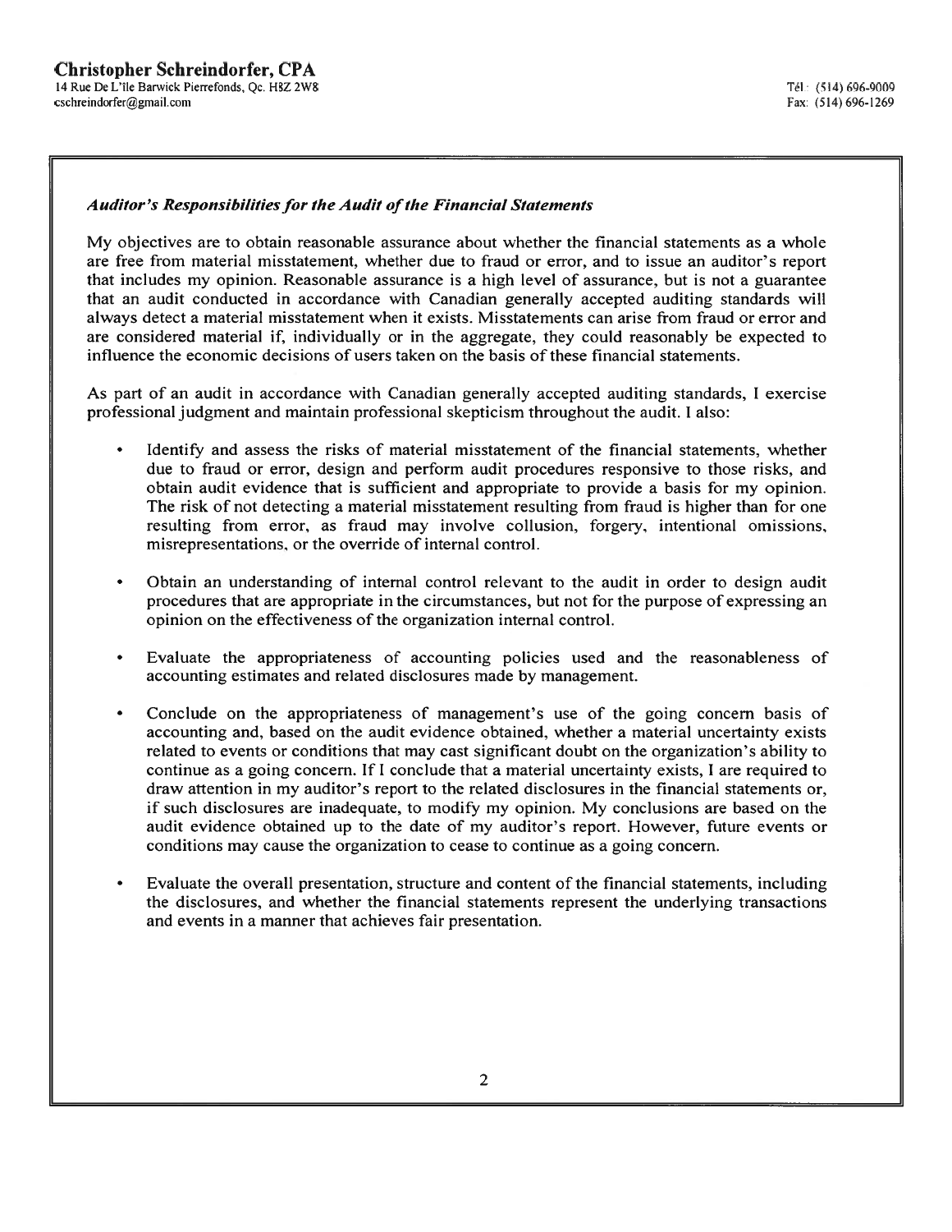### *Auditor's Responsibilities for the Audit of the Financial Statements*

My objectives are to obtain reasonable assurance about whether the financial statements as a whole are free from material misstatement, whether due to fraud or error, and to issue an auditor's report that includes my opinion. Reasonable assurance is a high level of assurance, but is not a guarantee that an audit conducted in accordance with Canadian generally accepted auditing standards will always detect a material misstatement when it exists. Misstatements can arise from fraud or error and are considered material if, individually or in the aggregate, they could reasonably be expected to influence the economic decisions of users taken on the basis of these financial statements.

As part of an audit in accordance with Canadian generally accepted auditing standards, I exercise professional judgment and maintain professional skepticism throughout the audit. I also:

- Identify and assess the risks of material misstatement of the financial statements, whether due to fraud or error, design and perform audit procedures responsive to those risks, and obtain audit evidence that is sufficient and appropriate to provide a basis for my opinion. The risk of not detecting a material misstatement resulting from fraud is higher than for one resulting from error, as fraud may involve collusion, forgery, intentional omissions, misrepresentations, or the override of internal control.

- Obtain an understanding of internal control relevant to the audit in order to design audit procedures that are appropriate in the circumstances, but not for the purpose of expressing an opinion on the effectiveness of the organization internal control.

- Evaluate the appropriateness of accounting policies used and the reasonableness of accounting estimates and related disclosures made by management.

- Conclude on the appropriateness of management's use of the going concern basis of accounting and, based on the audit evidence obtained, whether a material uncertainty exists related to events or conditions that may cast significant doubt on the organization's ability to continue as a going concern. If I conclude that a material uncertainty exists, I are required to draw attention in my auditor's report to the related disclosures in the financial statements or, if such disclosures are inadequate, to modify my opinion. My conclusions are based on the audit evidence obtained up to the date of my auditor's report. However, future events or conditions may cause the organization to cease to continue as a going concern.

- Evaluate the overall presentation, structure and content of the financial statements, including the disclosures, and whether the financial statements represent the underlying transactions and events in a manner that achieves fair presentation.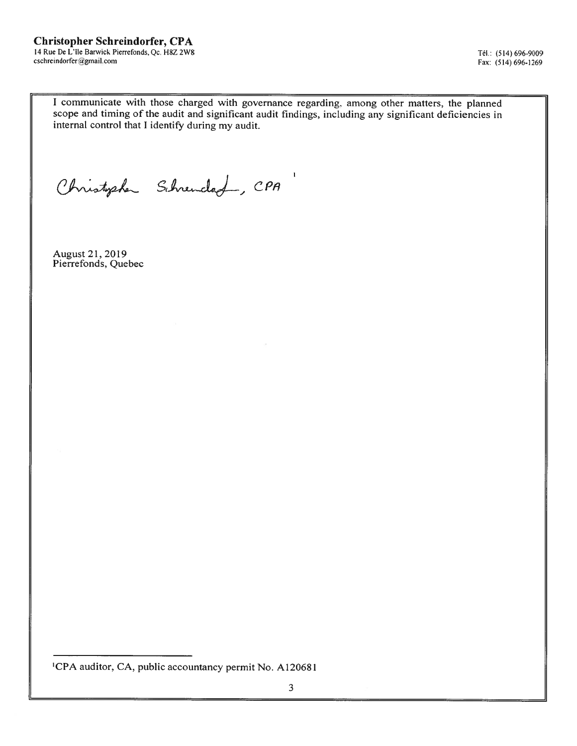**Christopher Schreindorfer, CPA**
14 Rue De L'île Barwick Pierrefonds, Qc. H8Z 2W8
cschreindorfer@gmail.com

Tél.: (514) 696-9009
Fax: (514) 696-1269

I communicate with those charged with governance regarding, among other matters, the planned scope and timing of the audit and significant audit findings, including any significant deficiencies in internal control that I identify during my audit.

Christopher Schreindorfer, CPA [1]

August 21, 2019
Pierrefonds, Quebec

[1] CPA auditor, CA, public accountancy permit No. A120681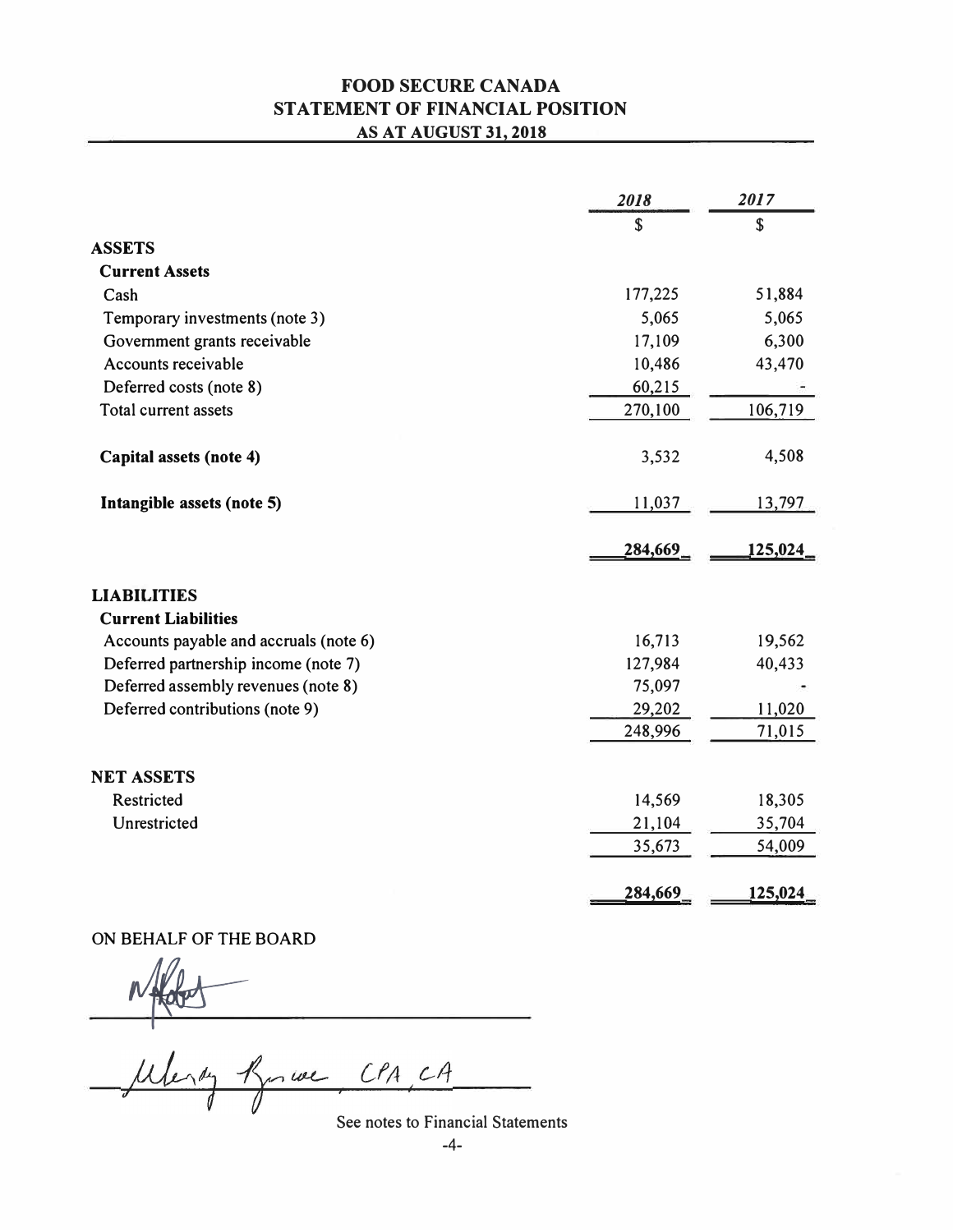# FOOD SECURE CANADA
## STATEMENT OF FINANCIAL POSITION
### AS AT AUGUST 31, 2018

| | *2018* | *2017* |
|---|---|---|
| | $ | $ |
| **ASSETS** | | |
| **Current Assets** | | |
| Cash | 177,225 | 51,884 |
| Temporary investments (note 3) | 5,065 | 5,065 |
| Government grants receivable | 17,109 | 6,300 |
| Accounts receivable | 10,486 | 43,470 |
| Deferred costs (note 8) | 60,215 | - |
| Total current assets | 270,100 | 106,719 |
| **Capital assets (note 4)** | 3,532 | 4,508 |
| **Intangible assets (note 5)** | 11,037 | 13,797 |
| | 284,669 | 125,024 |
| **LIABILITIES** | | |
| **Current Liabilities** | | |
| Accounts payable and accruals (note 6) | 16,713 | 19,562 |
| Deferred partnership income (note 7) | 127,984 | 40,433 |
| Deferred assembly revenues (note 8) | 75,097 | - |
| Deferred contributions (note 9) | 29,202 | 11,020 |
| | 248,996 | 71,015 |
| **NET ASSETS** | | |
| Restricted | 14,569 | 18,305 |
| Unrestricted | 21,104 | 35,704 |
| | 35,673 | 54,009 |
| | 284,669 | 125,024 |

ON BEHALF OF THE BOARD

Wendy Bruce, CPA, CA

See notes to Financial Statements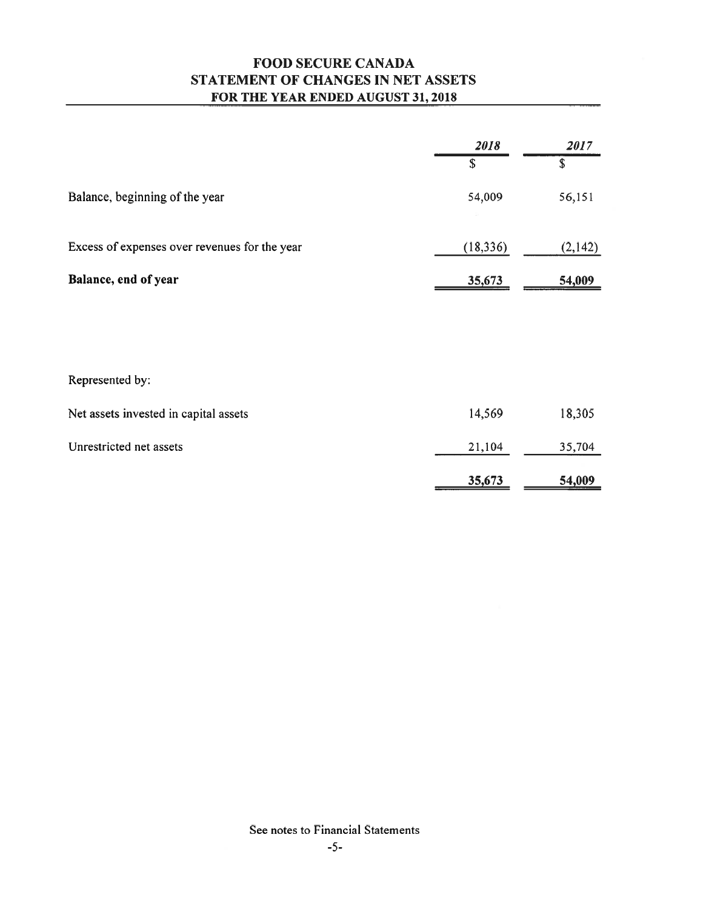# FOOD SECURE CANADA
## STATEMENT OF CHANGES IN NET ASSETS
### FOR THE YEAR ENDED AUGUST 31, 2018

| | *2018* | *2017* |
|---|---|---|
| | $ | $ |
| Balance, beginning of the year | 54,009 | 56,151 |
| Excess of expenses over revenues for the year | (18,336) | (2,142) |
| **Balance, end of year** | **35,673** | **54,009** |

| | | |
|---|---|---|
| Represented by: | | |
| Net assets invested in capital assets | 14,569 | 18,305 |
| Unrestricted net assets | 21,104 | 35,704 |
| | 35,673 | 54,009 |

See notes to Financial Statements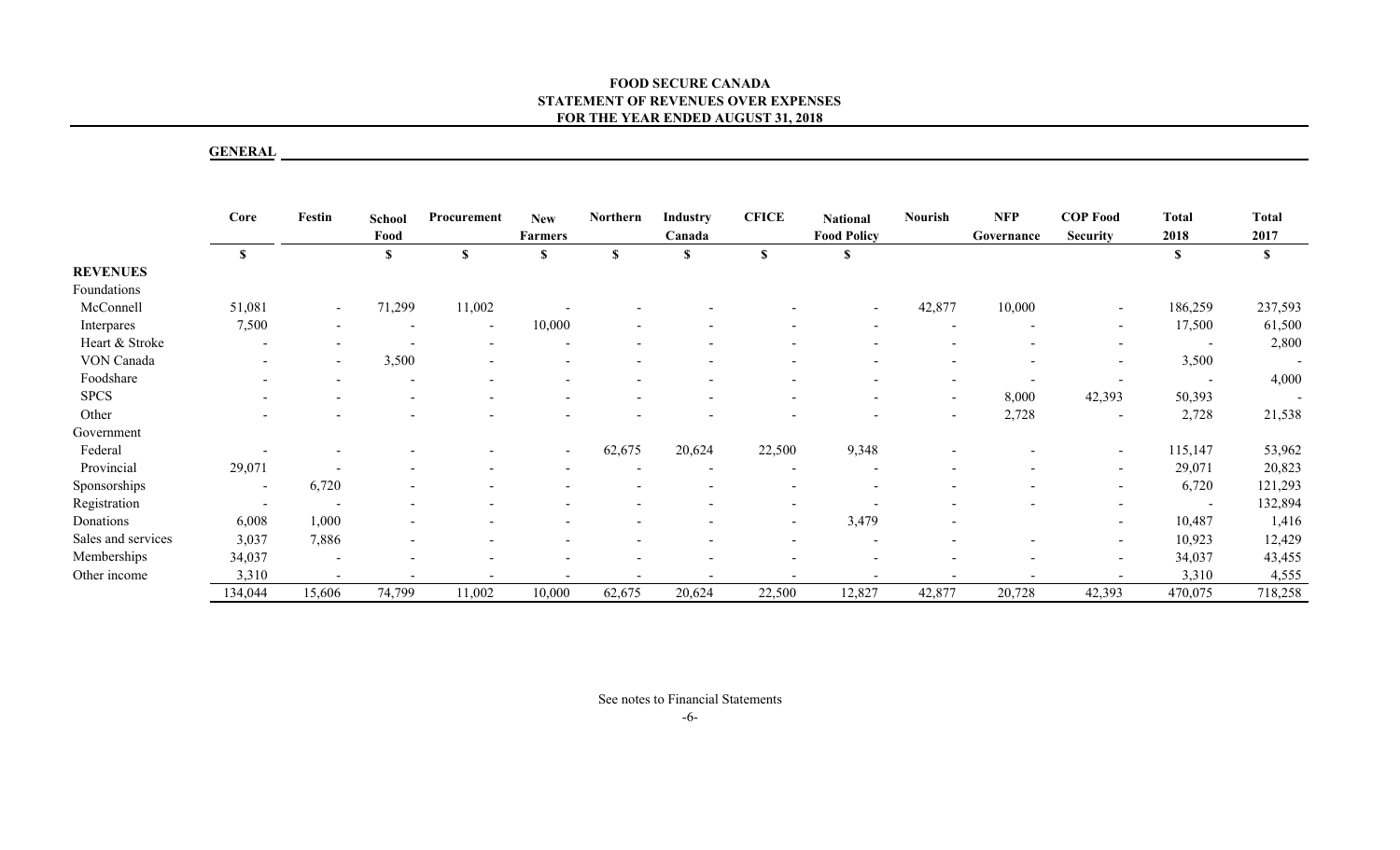# FOOD SECURE CANADA
## STATEMENT OF REVENUES OVER EXPENSES
### FOR THE YEAR ENDED AUGUST 31, 2018

**GENERAL**

| | Core | Festin | School Food | Procurement | New Farmers | Northern | Industry Canada | CFICE | National Food Policy | Nourish | NFP Governance | COP Food Security | Total 2018 | Total 2017 |
|---|---|---|---|---|---|---|---|---|---|---|---|---|---|---|
| | $ | | $ | $ | $ | $ | $ | $ | $ | | | | $ | $ |
| **REVENUES** | | | | | | | | | | | | | | |
| Foundations | | | | | | | | | | | | | | |
| McConnell | 51,081 | - | 71,299 | 11,002 | - | - | - | - | - | 42,877 | 10,000 | - | 186,259 | 237,593 |
| Interpares | 7,500 | - | - | - | 10,000 | - | - | - | - | - | - | - | 17,500 | 61,500 |
| Heart & Stroke | - | - | - | - | - | - | - | - | - | - | - | - | - | 2,800 |
| VON Canada | - | - | 3,500 | - | - | - | - | - | - | - | - | - | 3,500 | - |
| Foodshare | - | - | - | - | - | - | - | - | - | - | - | - | - | 4,000 |
| SPCS | - | - | - | - | - | - | - | - | - | - | 8,000 | 42,393 | 50,393 | - |
| Other | - | - | - | - | - | - | - | - | - | - | 2,728 | - | 2,728 | 21,538 |
| Government | | | | | | | | | | | | | | |
| Federal | - | - | - | - | - | 62,675 | 20,624 | 22,500 | 9,348 | - | - | - | 115,147 | 53,962 |
| Provincial | 29,071 | - | - | - | - | - | - | - | - | - | - | - | 29,071 | 20,823 |
| Sponsorships | - | 6,720 | - | - | - | - | - | - | - | - | - | - | 6,720 | 121,293 |
| Registration | - | - | - | - | - | - | - | - | - | - | - | - | - | 132,894 |
| Donations | 6,008 | 1,000 | - | - | - | - | - | - | 3,479 | - | | - | 10,487 | 1,416 |
| Sales and services | 3,037 | 7,886 | - | - | - | - | - | - | - | - | - | - | 10,923 | 12,429 |
| Memberships | 34,037 | - | - | - | - | - | - | - | - | - | - | - | 34,037 | 43,455 |
| Other income | 3,310 | - | - | - | - | - | - | - | - | - | - | - | 3,310 | 4,555 |
| | 134,044 | 15,606 | 74,799 | 11,002 | 10,000 | 62,675 | 20,624 | 22,500 | 12,827 | 42,877 | 20,728 | 42,393 | 470,075 | 718,258 |

See notes to Financial Statements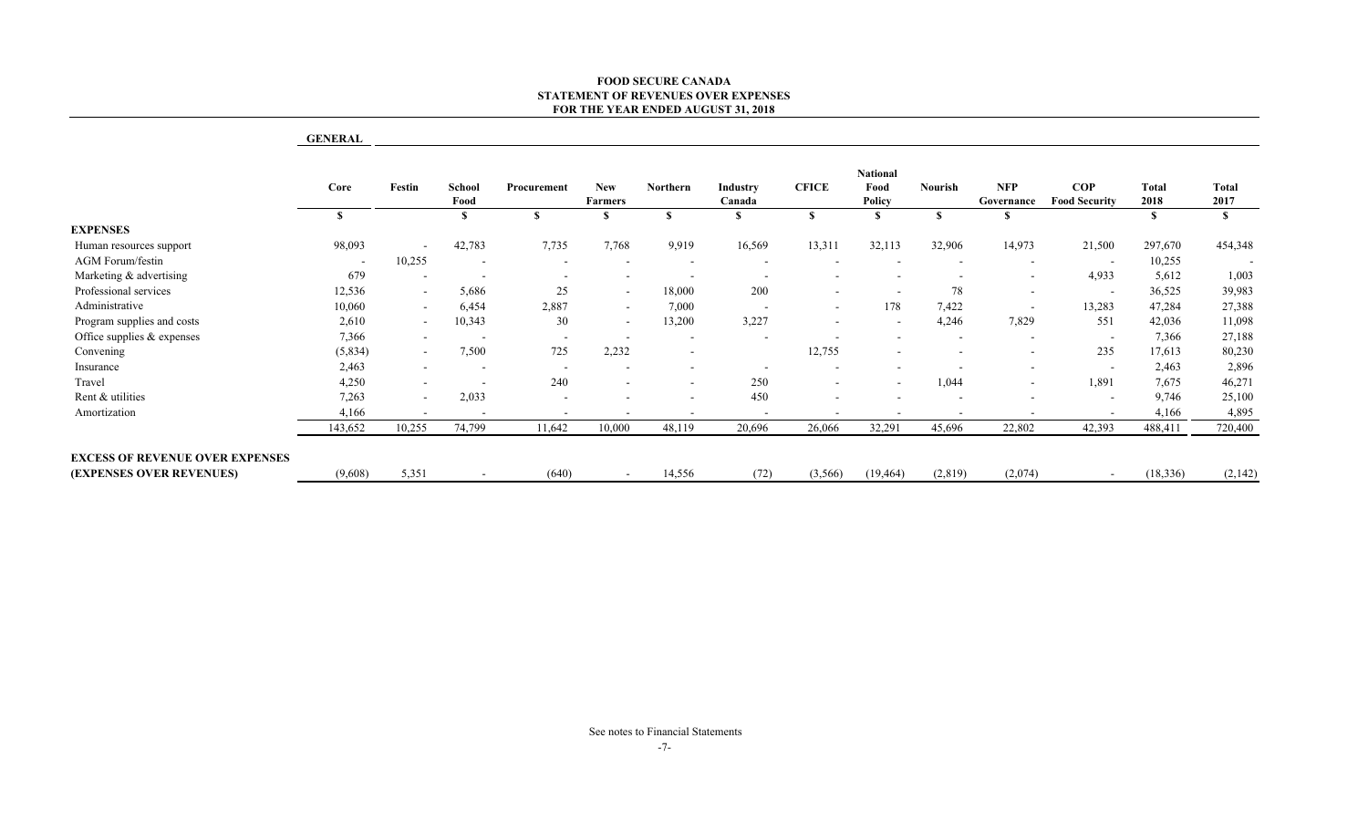# FOOD SECURE CANADA
## STATEMENT OF REVENUES OVER EXPENSES
### FOR THE YEAR ENDED AUGUST 31, 2018

**GENERAL**

| | Core | Festin | School Food | Procurement | New Farmers | Northern | Industry Canada | CFICE | National Food Policy | Nourish | NFP Governance | COP Food Security | Total 2018 | Total 2017 |
|---|---|---|---|---|---|---|---|---|---|---|---|---|---|---|
| | $ | | $ | $ | $ | $ | $ | $ | $ | $ | $ | | $ | $ |
| **EXPENSES** | | | | | | | | | | | | | | |
| Human resources support | 98,093 | - | 42,783 | 7,735 | 7,768 | 9,919 | 16,569 | 13,311 | 32,113 | 32,906 | 14,973 | 21,500 | 297,670 | 454,348 |
| AGM Forum/festin | - | 10,255 | - | - | - | - | - | - | - | - | - | - | 10,255 | - |
| Marketing & advertising | 679 | - | - | - | - | - | - | - | - | - | - | 4,933 | 5,612 | 1,003 |
| Professional services | 12,536 | - | 5,686 | 25 | - | 18,000 | 200 | - | - | 78 | - | - | 36,525 | 39,983 |
| Administrative | 10,060 | - | 6,454 | 2,887 | - | 7,000 | - | - | 178 | 7,422 | - | 13,283 | 47,284 | 27,388 |
| Program supplies and costs | 2,610 | - | 10,343 | 30 | - | 13,200 | 3,227 | - | - | 4,246 | 7,829 | 551 | 42,036 | 11,098 |
| Office supplies & expenses | 7,366 | - | - | - | - | - | - | - | - | - | - | - | 7,366 | 27,188 |
| Convening | (5,834) | - | 7,500 | 725 | 2,232 | - | | 12,755 | - | - | - | 235 | 17,613 | 80,230 |
| Insurance | 2,463 | - | - | - | - | - | - | - | - | - | - | - | 2,463 | 2,896 |
| Travel | 4,250 | - | - | 240 | - | - | 250 | - | - | 1,044 | - | 1,891 | 7,675 | 46,271 |
| Rent & utilities | 7,263 | - | 2,033 | - | - | - | 450 | - | - | - | - | - | 9,746 | 25,100 |
| Amortization | 4,166 | - | - | - | - | - | - | - | - | - | - | - | 4,166 | 4,895 |
| | 143,652 | 10,255 | 74,799 | 11,642 | 10,000 | 48,119 | 20,696 | 26,066 | 32,291 | 45,696 | 22,802 | 42,393 | 488,411 | 720,400 |
| **EXCESS OF REVENUE OVER EXPENSES (EXPENSES OVER REVENUES)** | (9,608) | 5,351 | - | (640) | - | 14,556 | (72) | (3,566) | (19,464) | (2,819) | (2,074) | - | (18,336) | (2,142) |

See notes to Financial Statements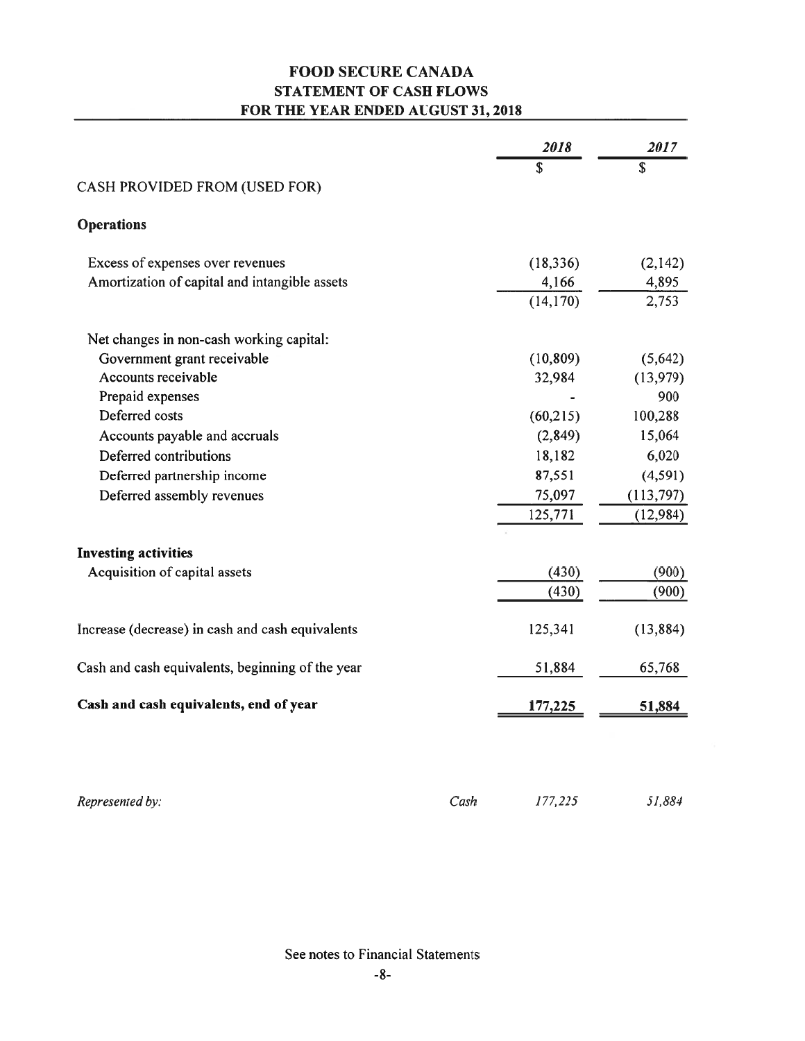# FOOD SECURE CANADA
## STATEMENT OF CASH FLOWS
## FOR THE YEAR ENDED AUGUST 31, 2018

| | *2018* | *2017* |
|---|---|---|
| | $ | $ |
| CASH PROVIDED FROM (USED FOR) | | |
| **Operations** | | |
| Excess of expenses over revenues | (18,336) | (2,142) |
| Amortization of capital and intangible assets | 4,166 | 4,895 |
| | (14,170) | 2,753 |
| Net changes in non-cash working capital: | | |
| Government grant receivable | (10,809) | (5,642) |
| Accounts receivable | 32,984 | (13,979) |
| Prepaid expenses | - | 900 |
| Deferred costs | (60,215) | 100,288 |
| Accounts payable and accruals | (2,849) | 15,064 |
| Deferred contributions | 18,182 | 6,020 |
| Deferred partnership income | 87,551 | (4,591) |
| Deferred assembly revenues | 75,097 | (113,797) |
| | 125,771 | (12,984) |
| **Investing activities** | | |
| Acquisition of capital assets | (430) | (900) |
| | (430) | (900) |
| Increase (decrease) in cash and cash equivalents | 125,341 | (13,884) |
| Cash and cash equivalents, beginning of the year | 51,884 | 65,768 |
| **Cash and cash equivalents, end of year** | **177,225** | **51,884** |

| *Represented by:* | *Cash* | *177,225* | *51,884* |
|---|---|---|---|

See notes to Financial Statements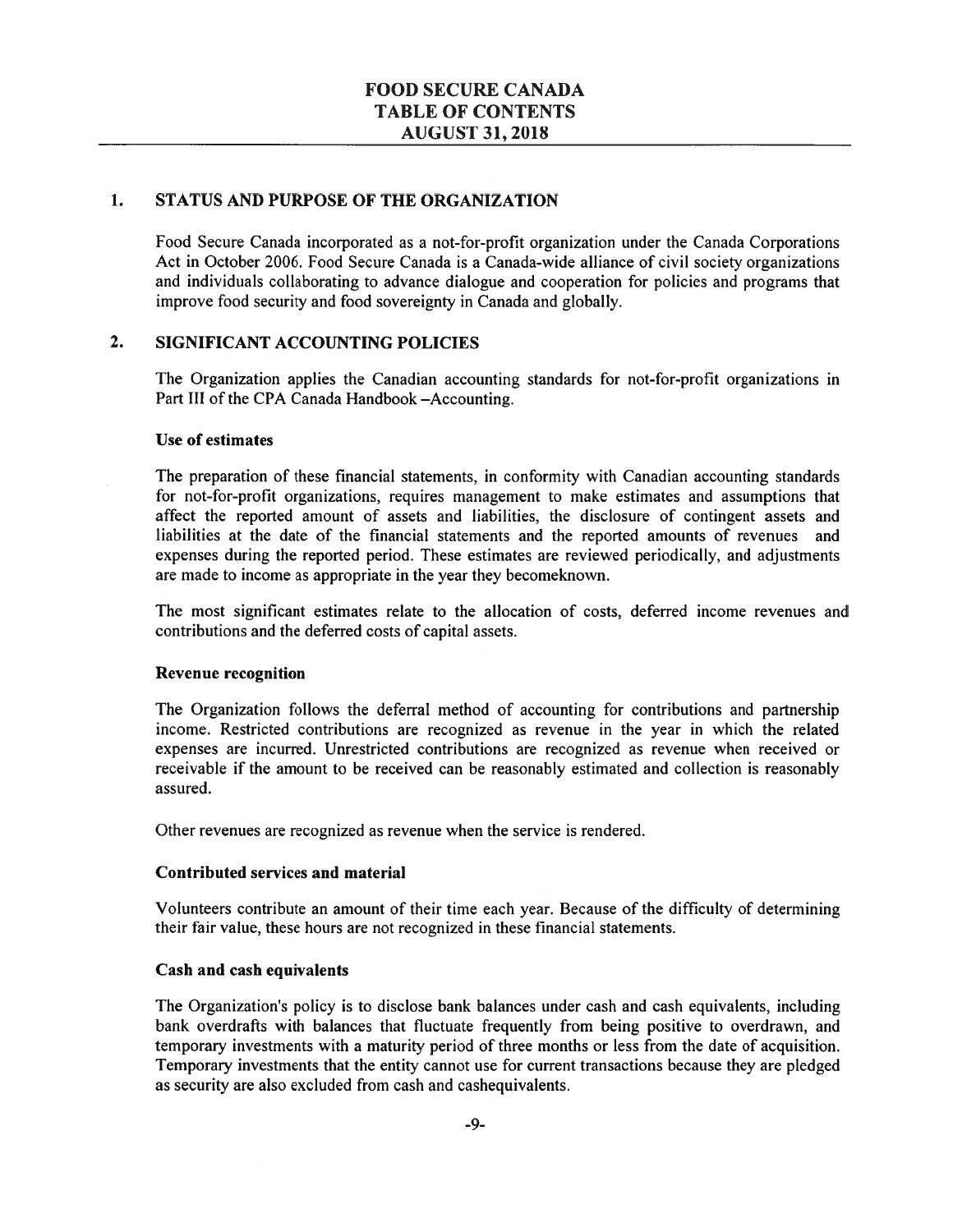## 1. STATUS AND PURPOSE OF THE ORGANIZATION

Food Secure Canada incorporated as a not-for-profit organization under the Canada Corporations Act in October 2006. Food Secure Canada is a Canada-wide alliance of civil society organizations and individuals collaborating to advance dialogue and cooperation for policies and programs that improve food security and food sovereignty in Canada and globally.

## 2. SIGNIFICANT ACCOUNTING POLICIES

The Organization applies the Canadian accounting standards for not-for-profit organizations in Part III of the CPA Canada Handbook –Accounting.

### Use of estimates

The preparation of these financial statements, in conformity with Canadian accounting standards for not-for-profit organizations, requires management to make estimates and assumptions that affect the reported amount of assets and liabilities, the disclosure of contingent assets and liabilities at the date of the financial statements and the reported amounts of revenues and expenses during the reported period. These estimates are reviewed periodically, and adjustments are made to income as appropriate in the year they becomeknown.

The most significant estimates relate to the allocation of costs, deferred income revenues and contributions and the deferred costs of capital assets.

### Revenue recognition

The Organization follows the deferral method of accounting for contributions and partnership income. Restricted contributions are recognized as revenue in the year in which the related expenses are incurred. Unrestricted contributions are recognized as revenue when received or receivable if the amount to be received can be reasonably estimated and collection is reasonably assured.

Other revenues are recognized as revenue when the service is rendered.

### Contributed services and material

Volunteers contribute an amount of their time each year. Because of the difficulty of determining their fair value, these hours are not recognized in these financial statements.

### Cash and cash equivalents

The Organization's policy is to disclose bank balances under cash and cash equivalents, including bank overdrafts with balances that fluctuate frequently from being positive to overdrawn, and temporary investments with a maturity period of three months or less from the date of acquisition. Temporary investments that the entity cannot use for current transactions because they are pledged as security are also excluded from cash and cashequivalents.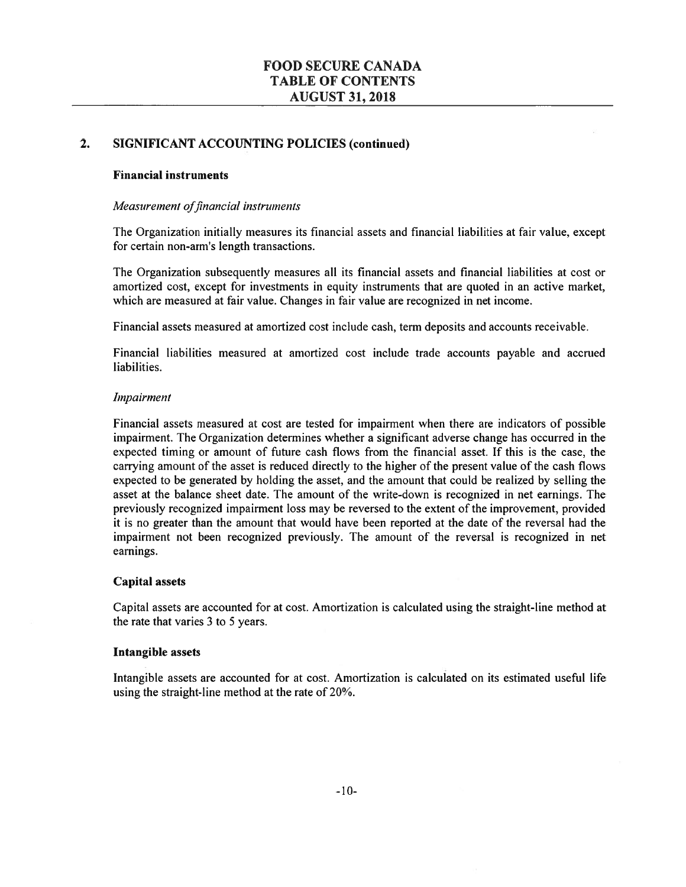## 2. SIGNIFICANT ACCOUNTING POLICIES (continued)

### Financial instruments

*Measurement of financial instruments*

The Organization initially measures its financial assets and financial liabilities at fair value, except for certain non-arm's length transactions.

The Organization subsequently measures all its financial assets and financial liabilities at cost or amortized cost, except for investments in equity instruments that are quoted in an active market, which are measured at fair value. Changes in fair value are recognized in net income.

Financial assets measured at amortized cost include cash, term deposits and accounts receivable.

Financial liabilities measured at amortized cost include trade accounts payable and accrued liabilities.

*Impairment*

Financial assets measured at cost are tested for impairment when there are indicators of possible impairment. The Organization determines whether a significant adverse change has occurred in the expected timing or amount of future cash flows from the financial asset. If this is the case, the carrying amount of the asset is reduced directly to the higher of the present value of the cash flows expected to be generated by holding the asset, and the amount that could be realized by selling the asset at the balance sheet date. The amount of the write-down is recognized in net earnings. The previously recognized impairment loss may be reversed to the extent of the improvement, provided it is no greater than the amount that would have been reported at the date of the reversal had the impairment not been recognized previously. The amount of the reversal is recognized in net earnings.

### Capital assets

Capital assets are accounted for at cost. Amortization is calculated using the straight-line method at the rate that varies 3 to 5 years.

### Intangible assets

Intangible assets are accounted for at cost. Amortization is calculated on its estimated useful life using the straight-line method at the rate of 20%.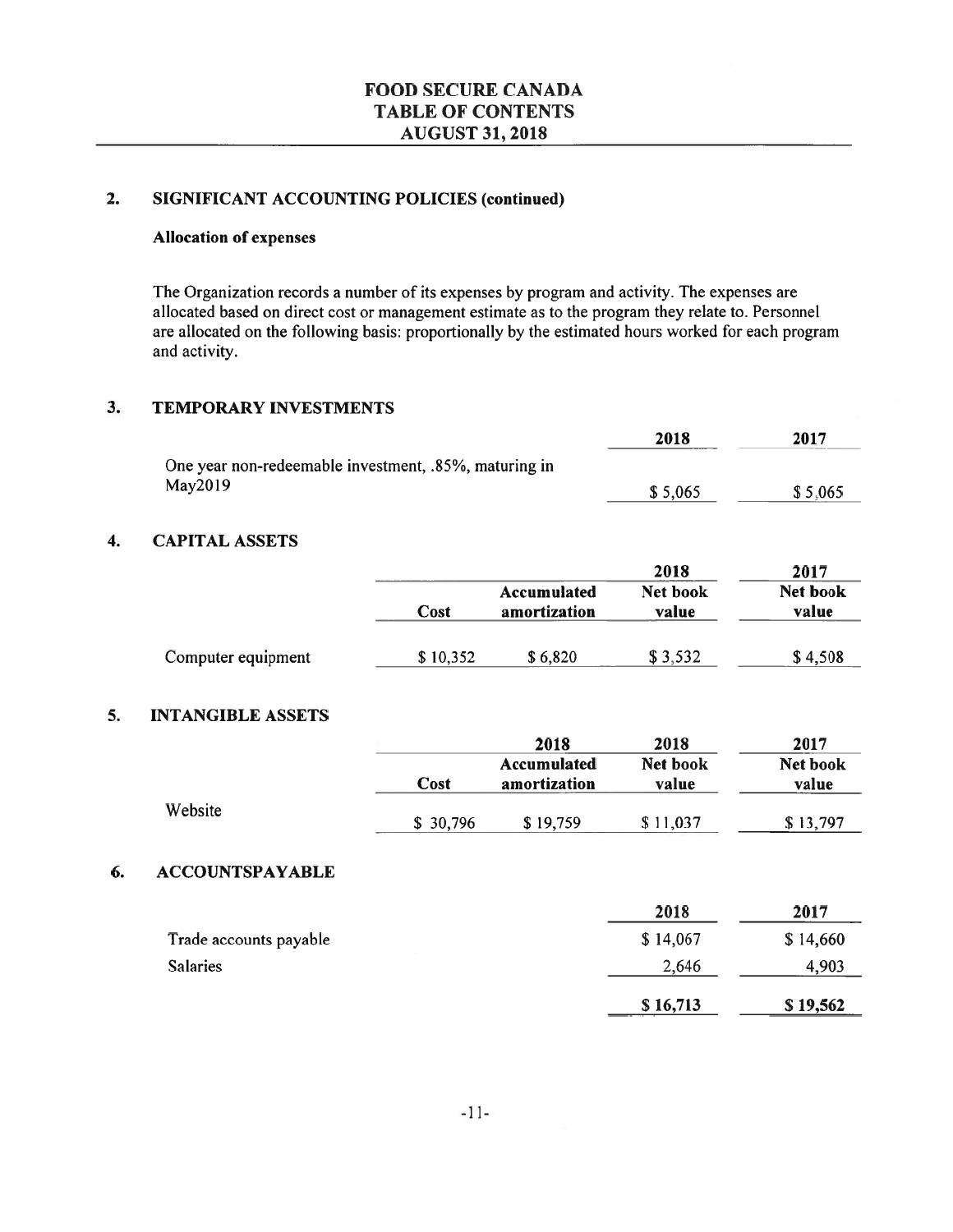## 2. SIGNIFICANT ACCOUNTING POLICIES (continued)

### Allocation of expenses

The Organization records a number of its expenses by program and activity. The expenses are allocated based on direct cost or management estimate as to the program they relate to. Personnel are allocated on the following basis: proportionally by the estimated hours worked for each program and activity.

## 3. TEMPORARY INVESTMENTS

| | 2018 | 2017 |
|---|---|---|
| One year non-redeemable investment, .85%, maturing in May2019 | $ 5,065 | $ 5,065 |

## 4. CAPITAL ASSETS

| | | | 2018 | 2017 |
|---|---|---|---|---|
| | Cost | Accumulated amortization | Net book value | Net book value |
| Computer equipment | $ 10,352 | $ 6,820 | $ 3,532 | $ 4,508 |

## 5. INTANGIBLE ASSETS

| | | 2018 | 2018 | 2017 |
|---|---|---|---|---|
| | Cost | Accumulated amortization | Net book value | Net book value |
| Website | $ 30,796 | $ 19,759 | $ 11,037 | $ 13,797 |

## 6. ACCOUNTSPAYABLE

| | 2018 | 2017 |
|---|---|---|
| Trade accounts payable | $ 14,067 | $ 14,660 |
| Salaries | 2,646 | 4,903 |
| | $ 16,713 | $ 19,562 |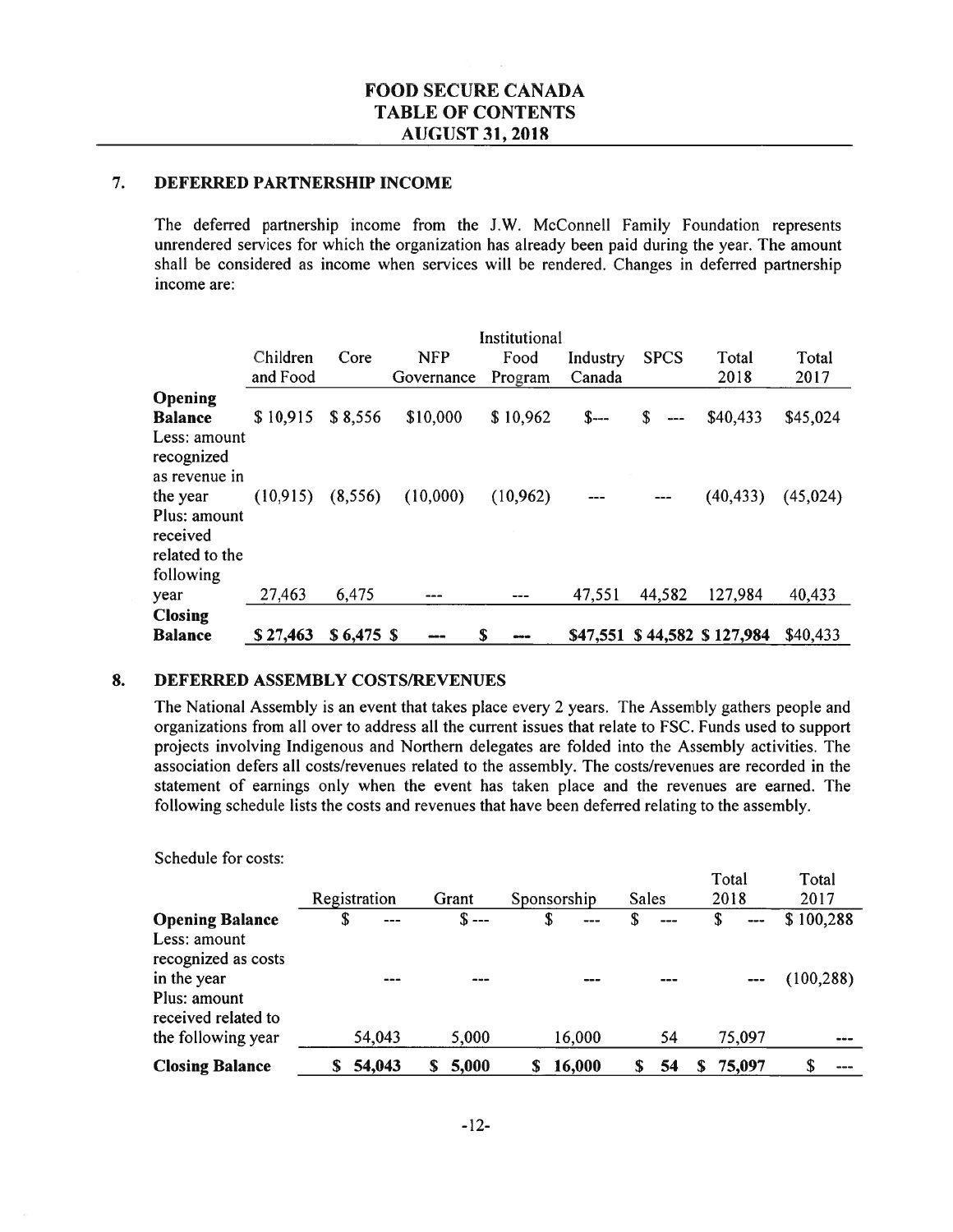## 7. DEFERRED PARTNERSHIP INCOME

The deferred partnership income from the J.W. McConnell Family Foundation represents unrendered services for which the organization has already been paid during the year. The amount shall be considered as income when services will be rendered. Changes in deferred partnership income are:

| | Children and Food | Core | NFP Governance | Institutional Food Program | Industry Canada | SPCS | Total 2018 | Total 2017 |
|---|---|---|---|---|---|---|---|---|
| **Opening Balance** | $ 10,915 | $ 8,556 | $10,000 | $ 10,962 | $--- | $ --- | $40,433 | $45,024 |
| Less: amount recognized as revenue in the year | (10,915) | (8,556) | (10,000) | (10,962) | --- | --- | (40,433) | (45,024) |
| Plus: amount received related to the following year | 27,463 | 6,475 | --- | --- | 47,551 | 44,582 | 127,984 | 40,433 |
| **Closing Balance** | **$ 27,463** | **$ 6,475** | **$ ---** | **$ ---** | **$47,551** | **$ 44,582** | **$ 127,984** | **$40,433** |

## 8. DEFERRED ASSEMBLY COSTS/REVENUES

The National Assembly is an event that takes place every 2 years. The Assembly gathers people and organizations from all over to address all the current issues that relate to FSC. Funds used to support projects involving Indigenous and Northern delegates are folded into the Assembly activities. The association defers all costs/revenues related to the assembly. The costs/revenues are recorded in the statement of earnings only when the event has taken place and the revenues are earned. The following schedule lists the costs and revenues that have been deferred relating to the assembly.

Schedule for costs:

| | Registration | Grant | Sponsorship | Sales | Total 2018 | Total 2017 |
|---|---|---|---|---|---|---|
| **Opening Balance** | $ --- | $ --- | $ --- | $ --- | $ --- | $ 100,288 |
| Less: amount recognized as costs in the year | --- | --- | --- | --- | --- | (100,288) |
| Plus: amount received related to the following year | 54,043 | 5,000 | 16,000 | 54 | 75,097 | --- |
| **Closing Balance** | **$ 54,043** | **$ 5,000** | **$ 16,000** | **$ 54** | **$ 75,097** | **$ ---** |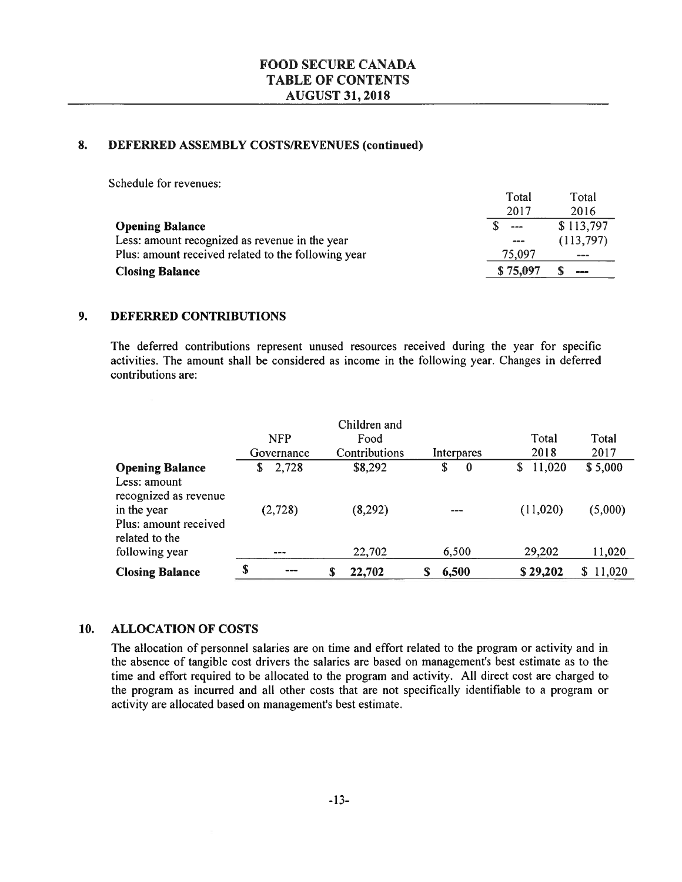## 8. DEFERRED ASSEMBLY COSTS/REVENUES (continued)

Schedule for revenues:

| | Total 2017 | Total 2016 |
|---|---|---|
| **Opening Balance** | $ --- | $ 113,797 |
| Less: amount recognized as revenue in the year | --- | (113,797) |
| Plus: amount received related to the following year | 75,097 | --- |
| **Closing Balance** | **$ 75,097** | **$ ---** |

## 9. DEFERRED CONTRIBUTIONS

The deferred contributions represent unused resources received during the year for specific activities. The amount shall be considered as income in the following year. Changes in deferred contributions are:

| | NFP Governance | Children and Food Contributions | Interpares | Total 2018 | Total 2017 |
|---|---|---|---|---|---|
| **Opening Balance** | $ 2,728 | $8,292 | $ 0 | $ 11,020 | $ 5,000 |
| Less: amount recognized as revenue in the year | (2,728) | (8,292) | --- | (11,020) | (5,000) |
| Plus: amount received related to the following year | --- | 22,702 | 6,500 | 29,202 | 11,020 |
| **Closing Balance** | **$ ---** | **$ 22,702** | **$ 6,500** | **$ 29,202** | **$ 11,020** |

## 10. ALLOCATION OF COSTS

The allocation of personnel salaries are on time and effort related to the program or activity and in the absence of tangible cost drivers the salaries are based on management's best estimate as to the time and effort required to be allocated to the program and activity. All direct cost are charged to the program as incurred and all other costs that are not specifically identifiable to a program or activity are allocated based on management's best estimate.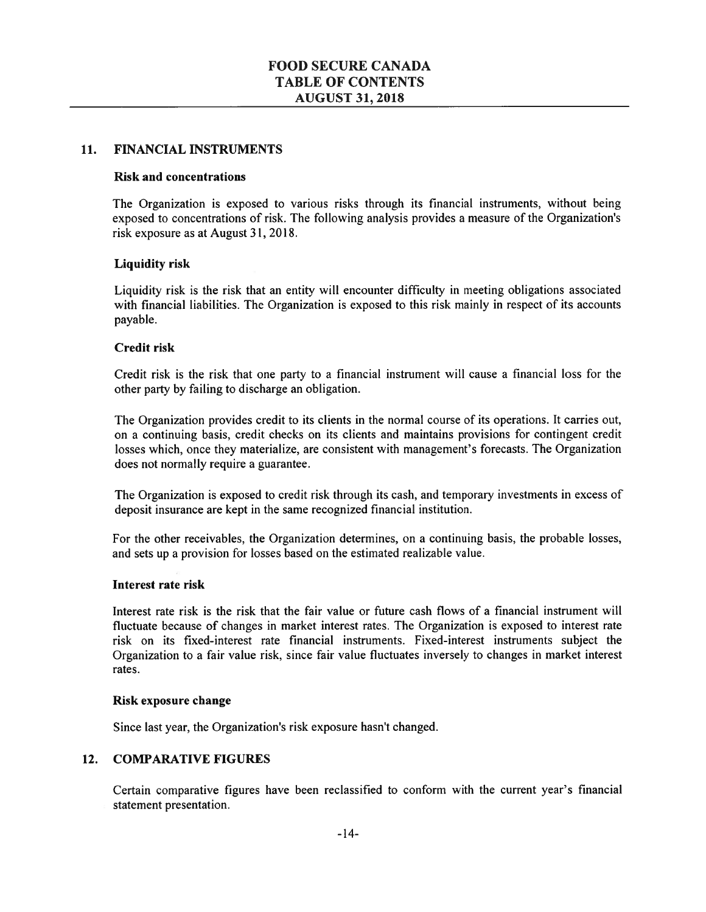## 11. FINANCIAL INSTRUMENTS

### Risk and concentrations

The Organization is exposed to various risks through its financial instruments, without being exposed to concentrations of risk. The following analysis provides a measure of the Organization's risk exposure as at August 31, 2018.

### Liquidity risk

Liquidity risk is the risk that an entity will encounter difficulty in meeting obligations associated with financial liabilities. The Organization is exposed to this risk mainly in respect of its accounts payable.

### Credit risk

Credit risk is the risk that one party to a financial instrument will cause a financial loss for the other party by failing to discharge an obligation.

The Organization provides credit to its clients in the normal course of its operations. It carries out, on a continuing basis, credit checks on its clients and maintains provisions for contingent credit losses which, once they materialize, are consistent with management's forecasts. The Organization does not normally require a guarantee.

The Organization is exposed to credit risk through its cash, and temporary investments in excess of deposit insurance are kept in the same recognized financial institution.

For the other receivables, the Organization determines, on a continuing basis, the probable losses, and sets up a provision for losses based on the estimated realizable value.

### Interest rate risk

Interest rate risk is the risk that the fair value or future cash flows of a financial instrument will fluctuate because of changes in market interest rates. The Organization is exposed to interest rate risk on its fixed-interest rate financial instruments. Fixed-interest instruments subject the Organization to a fair value risk, since fair value fluctuates inversely to changes in market interest rates.

### Risk exposure change

Since last year, the Organization's risk exposure hasn't changed.

## 12. COMPARATIVE FIGURES

Certain comparative figures have been reclassified to conform with the current year's financial statement presentation.